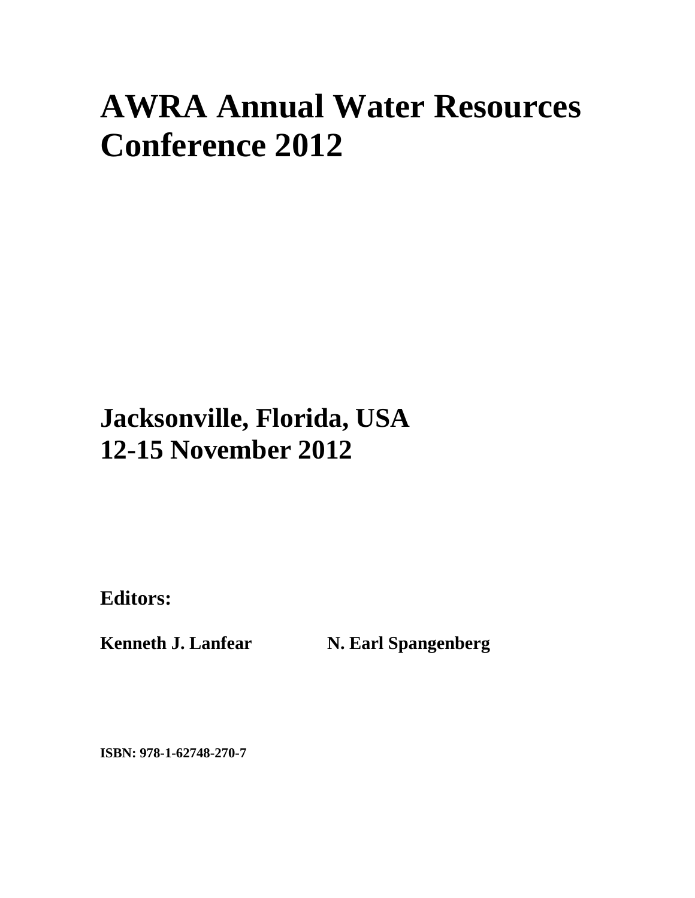# AWRA Annual Water Resources Conference 2012

## Jacksonville, Florida, USA
## 12-15 November 2012

**Editors:**

**Kenneth J. Lanfear** **N. Earl Spangenberg**

**ISBN: 978-1-62748-270-7**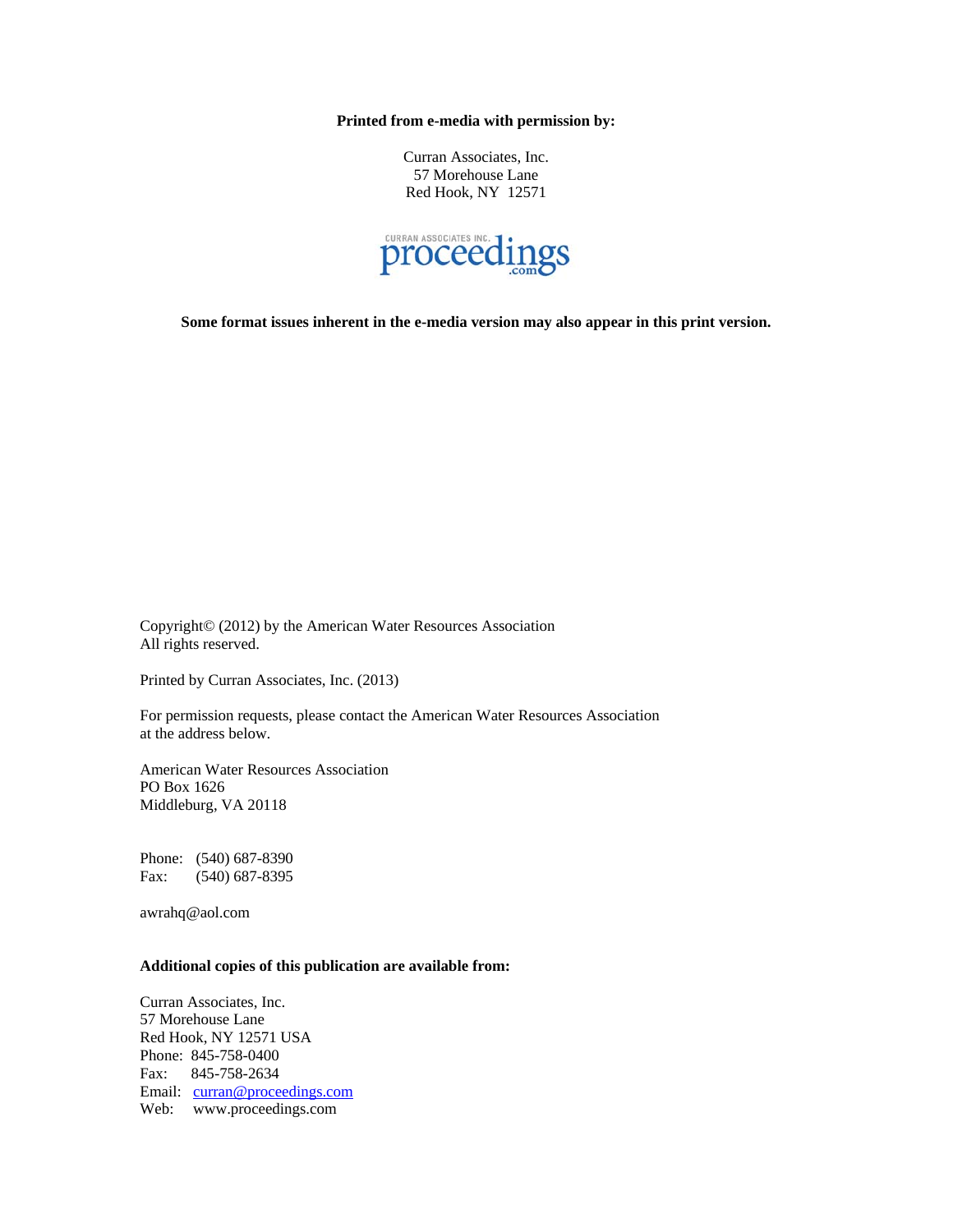**Printed from e-media with permission by:**

Curran Associates, Inc.
57 Morehouse Lane
Red Hook, NY 12571

CURRAN ASSOCIATES INC. proceedings.com

**Some format issues inherent in the e-media version may also appear in this print version.**

Copyright© (2012) by the American Water Resources Association
All rights reserved.

Printed by Curran Associates, Inc. (2013)

For permission requests, please contact the American Water Resources Association at the address below.

American Water Resources Association
PO Box 1626
Middleburg, VA 20118

Phone: (540) 687-8390
Fax: (540) 687-8395

awrahq@aol.com

**Additional copies of this publication are available from:**

Curran Associates, Inc.
57 Morehouse Lane
Red Hook, NY 12571 USA
Phone: 845-758-0400
Fax: 845-758-2634
Email: curran@proceedings.com
Web: www.proceedings.com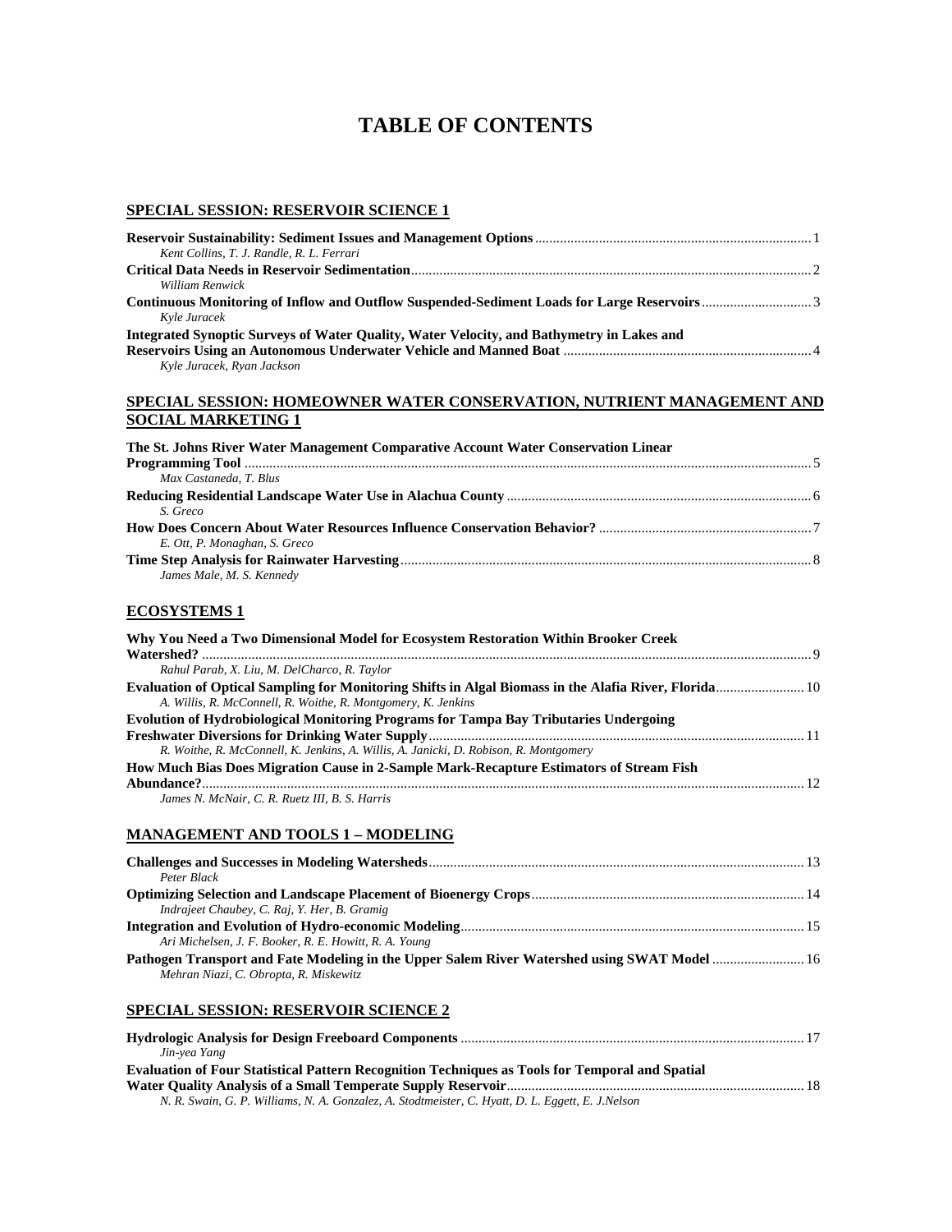# TABLE OF CONTENTS

## SPECIAL SESSION: RESERVOIR SCIENCE 1

**Reservoir Sustainability: Sediment Issues and Management Options** ........ 1
*Kent Collins, T. J. Randle, R. L. Ferrari*

**Critical Data Needs in Reservoir Sedimentation** ........ 2
*William Renwick*

**Continuous Monitoring of Inflow and Outflow Suspended-Sediment Loads for Large Reservoirs** ........ 3
*Kyle Juracek*

**Integrated Synoptic Surveys of Water Quality, Water Velocity, and Bathymetry in Lakes and Reservoirs Using an Autonomous Underwater Vehicle and Manned Boat** ........ 4
*Kyle Juracek, Ryan Jackson*

## SPECIAL SESSION: HOMEOWNER WATER CONSERVATION, NUTRIENT MANAGEMENT AND SOCIAL MARKETING 1

**The St. Johns River Water Management Comparative Account Water Conservation Linear Programming Tool** ........ 5
*Max Castaneda, T. Blus*

**Reducing Residential Landscape Water Use in Alachua County** ........ 6
*S. Greco*

**How Does Concern About Water Resources Influence Conservation Behavior?** ........ 7
*E. Ott, P. Monaghan, S. Greco*

**Time Step Analysis for Rainwater Harvesting** ........ 8
*James Male, M. S. Kennedy*

## ECOSYSTEMS 1

**Why You Need a Two Dimensional Model for Ecosystem Restoration Within Brooker Creek Watershed?** ........ 9
*Rahul Parab, X. Liu, M. DelCharco, R. Taylor*

**Evaluation of Optical Sampling for Monitoring Shifts in Algal Biomass in the Alafia River, Florida** ........ 10
*A. Willis, R. McConnell, R. Woithe, R. Montgomery, K. Jenkins*

**Evolution of Hydrobiological Monitoring Programs for Tampa Bay Tributaries Undergoing Freshwater Diversions for Drinking Water Supply** ........ 11
*R. Woithe, R. McConnell, K. Jenkins, A. Willis, A. Janicki, D. Robison, R. Montgomery*

**How Much Bias Does Migration Cause in 2-Sample Mark-Recapture Estimators of Stream Fish Abundance?** ........ 12
*James N. McNair, C. R. Ruetz III, B. S. Harris*

## MANAGEMENT AND TOOLS 1 – MODELING

**Challenges and Successes in Modeling Watersheds** ........ 13
*Peter Black*

**Optimizing Selection and Landscape Placement of Bioenergy Crops** ........ 14
*Indrajeet Chaubey, C. Raj, Y. Her, B. Gramig*

**Integration and Evolution of Hydro-economic Modeling** ........ 15
*Ari Michelsen, J. F. Booker, R. E. Howitt, R. A. Young*

**Pathogen Transport and Fate Modeling in the Upper Salem River Watershed using SWAT Model** ........ 16
*Mehran Niazi, C. Obropta, R. Miskewitz*

## SPECIAL SESSION: RESERVOIR SCIENCE 2

**Hydrologic Analysis for Design Freeboard Components** ........ 17
*Jin-yea Yang*

**Evaluation of Four Statistical Pattern Recognition Techniques as Tools for Temporal and Spatial Water Quality Analysis of a Small Temperate Supply Reservoir** ........ 18
*N. R. Swain, G. P. Williams, N. A. Gonzalez, A. Stodtmeister, C. Hyatt, D. L. Eggett, E. J.Nelson*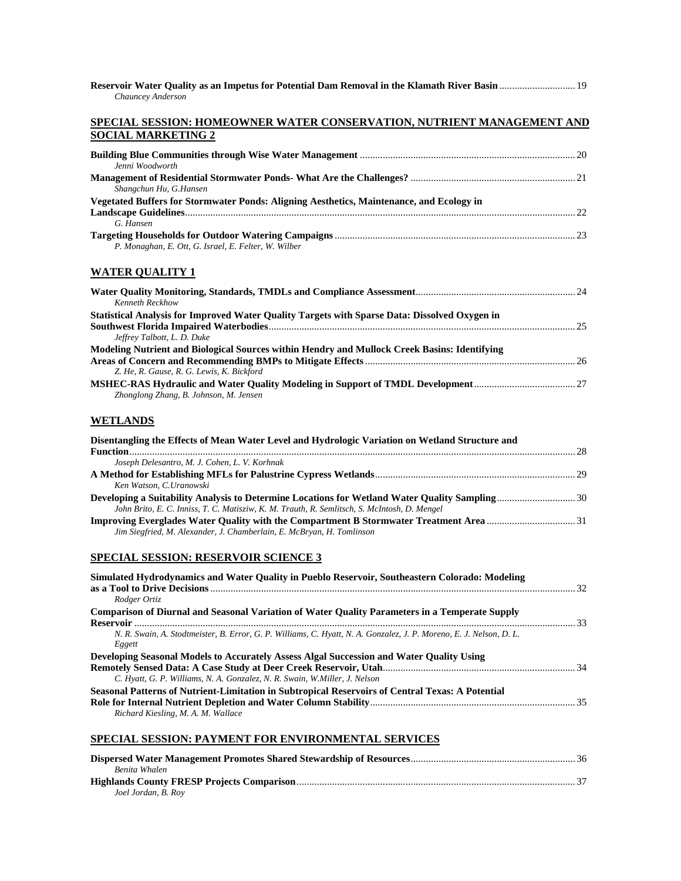**Reservoir Water Quality as an Impetus for Potential Dam Removal in the Klamath River Basin** .............................. 19
*Chauncey Anderson*

## SPECIAL SESSION: HOMEOWNER WATER CONSERVATION, NUTRIENT MANAGEMENT AND SOCIAL MARKETING 2

**Building Blue Communities through Wise Water Management** .................................................................................... 20
*Jenni Woodworth*

**Management of Residential Stormwater Ponds- What Are the Challenges?** ................................................................ 21
*Shangchun Hu, G.Hansen*

**Vegetated Buffers for Stormwater Ponds: Aligning Aesthetics, Maintenance, and Ecology in Landscape Guidelines**........................................................................................................................................... 22
*G. Hansen*

**Targeting Households for Outdoor Watering Campaigns** ............................................................................................. 23
*P. Monaghan, E. Ott, G. Israel, E. Felter, W. Wilber*

## WATER QUALITY 1

**Water Quality Monitoring, Standards, TMDLs and Compliance Assessment**.............................................................. 24
*Kenneth Reckhow*

**Statistical Analysis for Improved Water Quality Targets with Sparse Data: Dissolved Oxygen in Southwest Florida Impaired Waterbodies**.......................................................................................................... 25
*Jeffrey Talbott, L. D. Duke*

**Modeling Nutrient and Biological Sources within Hendry and Mullock Creek Basins: Identifying Areas of Concern and Recommending BMPs to Mitigate Effects** .................................................................................. 26
*Z. He, R. Gause, R. G. Lewis, K. Bickford*

**MSHEC-RAS Hydraulic and Water Quality Modeling in Support of TMDL Development**........................................ 27
*Zhonglong Zhang, B. Johnson, M. Jensen*

## WETLANDS

**Disentangling the Effects of Mean Water Level and Hydrologic Variation on Wetland Structure and Function**............................................................................................................................................................ 28
*Joseph Delesantro, M. J. Cohen, L. V. Korhnak*

**A Method for Establishing MFLs for Palustrine Cypress Wetlands**.............................................................................. 29
*Ken Watson, C.Uranowski*

**Developing a Suitability Analysis to Determine Locations for Wetland Water Quality Sampling**.............................. 30
*John Brito, E. C. Inniss, T. C. Matisziw, K. M. Trauth, R. Semlitsch, S. McIntosh, D. Mengel*

**Improving Everglades Water Quality with the Compartment B Stormwater Treatment Area** .................................. 31
*Jim Siegfried, M. Alexander, J. Chamberlain, E. McBryan, H. Tomlinson*

## SPECIAL SESSION: RESERVOIR SCIENCE 3

**Simulated Hydrodynamics and Water Quality in Pueblo Reservoir, Southeastern Colorado: Modeling as a Tool to Drive Decisions** ................................................................................................................................ 32
*Rodger Ortiz*

**Comparison of Diurnal and Seasonal Variation of Water Quality Parameters in a Temperate Supply Reservoir** ........................................................................................................................................................... 33
*N. R. Swain, A. Stodtmeister, B. Error, G. P. Williams, C. Hyatt, N. A. Gonzalez, J. P. Moreno, E. J. Nelson, D. L. Eggett*

**Developing Seasonal Models to Accurately Assess Algal Succession and Water Quality Using Remotely Sensed Data: A Case Study at Deer Creek Reservoir, Utah**........................................................................... 34
*C. Hyatt, G. P. Williams, N. A. Gonzalez, N. R. Swain, W.Miller, J. Nelson*

**Seasonal Patterns of Nutrient-Limitation in Subtropical Reservoirs of Central Texas: A Potential Role for Internal Nutrient Depletion and Water Column Stability**................................................................................ 35
*Richard Kiesling, M. A. M. Wallace*

## SPECIAL SESSION: PAYMENT FOR ENVIRONMENTAL SERVICES

**Dispersed Water Management Promotes Shared Stewardship of Resources**................................................................ 36
*Benita Whalen*

**Highlands County FRESP Projects Comparison**............................................................................................................ 37
*Joel Jordan, B. Roy*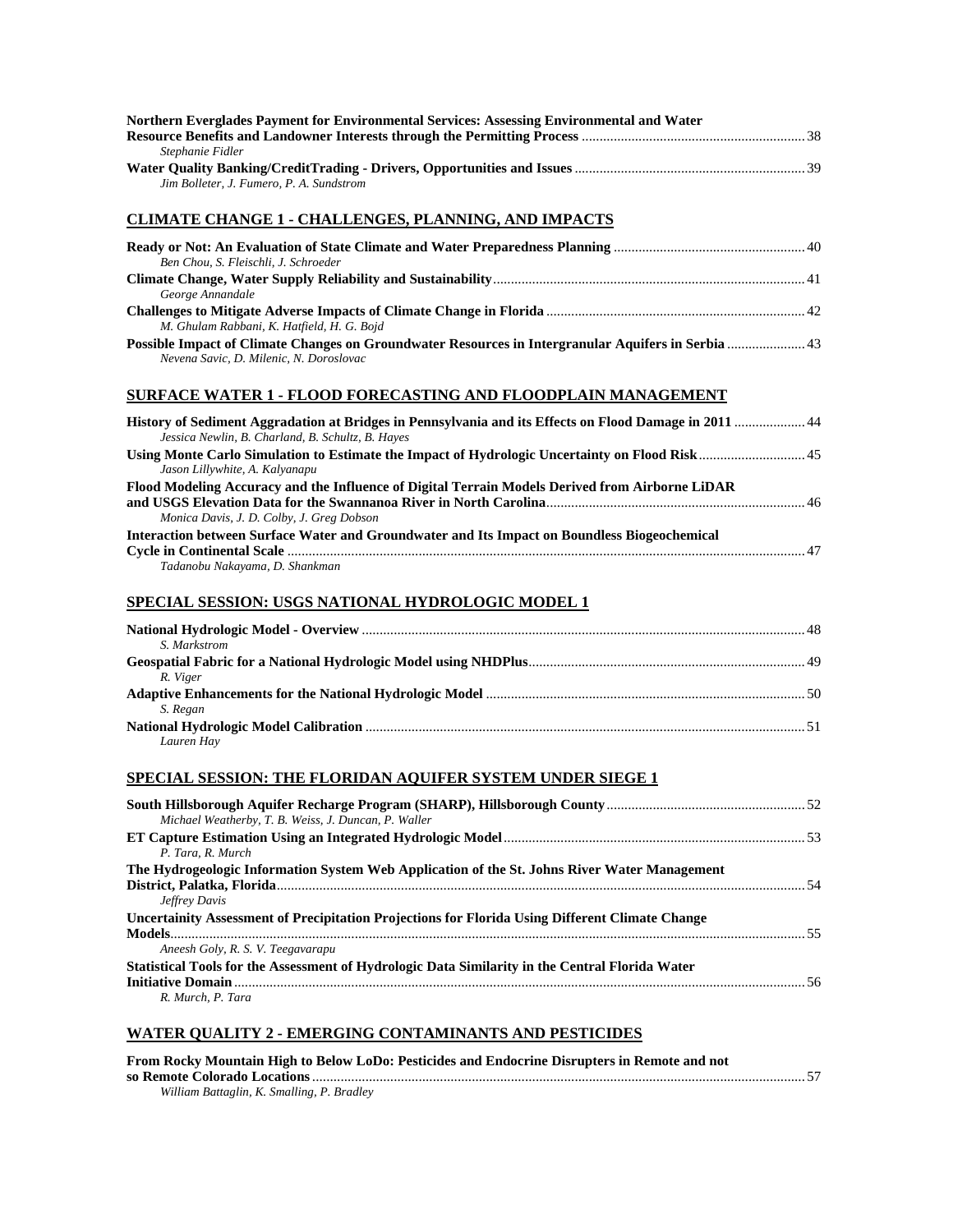**Northern Everglades Payment for Environmental Services: Assessing Environmental and Water Resource Benefits and Landowner Interests through the Permitting Process** ........ 38
*Stephanie Fidler*

**Water Quality Banking/CreditTrading - Drivers, Opportunities and Issues** ........ 39
*Jim Bolleter, J. Fumero, P. A. Sundstrom*

## CLIMATE CHANGE 1 - CHALLENGES, PLANNING, AND IMPACTS

**Ready or Not: An Evaluation of State Climate and Water Preparedness Planning** ........ 40
*Ben Chou, S. Fleischli, J. Schroeder*

**Climate Change, Water Supply Reliability and Sustainability** ........ 41
*George Annandale*

**Challenges to Mitigate Adverse Impacts of Climate Change in Florida** ........ 42
*M. Ghulam Rabbani, K. Hatfield, H. G. Bojd*

**Possible Impact of Climate Changes on Groundwater Resources in Intergranular Aquifers in Serbia** ........ 43
*Nevena Savic, D. Milenic, N. Doroslovac*

## SURFACE WATER 1 - FLOOD FORECASTING AND FLOODPLAIN MANAGEMENT

**History of Sediment Aggradation at Bridges in Pennsylvania and its Effects on Flood Damage in 2011** ........ 44
*Jessica Newlin, B. Charland, B. Schultz, B. Hayes*

**Using Monte Carlo Simulation to Estimate the Impact of Hydrologic Uncertainty on Flood Risk** ........ 45
*Jason Lillywhite, A. Kalyanapu*

**Flood Modeling Accuracy and the Influence of Digital Terrain Models Derived from Airborne LiDAR and USGS Elevation Data for the Swannanoa River in North Carolina** ........ 46
*Monica Davis, J. D. Colby, J. Greg Dobson*

**Interaction between Surface Water and Groundwater and Its Impact on Boundless Biogeochemical Cycle in Continental Scale** ........ 47
*Tadanobu Nakayama, D. Shankman*

## SPECIAL SESSION: USGS NATIONAL HYDROLOGIC MODEL 1

**National Hydrologic Model - Overview** ........ 48
*S. Markstrom*

**Geospatial Fabric for a National Hydrologic Model using NHDPlus** ........ 49
*R. Viger*

**Adaptive Enhancements for the National Hydrologic Model** ........ 50
*S. Regan*

**National Hydrologic Model Calibration** ........ 51
*Lauren Hay*

## SPECIAL SESSION: THE FLORIDAN AQUIFER SYSTEM UNDER SIEGE 1

**South Hillsborough Aquifer Recharge Program (SHARP), Hillsborough County** ........ 52
*Michael Weatherby, T. B. Weiss, J. Duncan, P. Waller*

**ET Capture Estimation Using an Integrated Hydrologic Model** ........ 53
*P. Tara, R. Murch*

**The Hydrogeologic Information System Web Application of the St. Johns River Water Management District, Palatka, Florida** ........ 54
*Jeffrey Davis*

**Uncertainity Assessment of Precipitation Projections for Florida Using Different Climate Change Models** ........ 55
*Aneesh Goly, R. S. V. Teegavarapu*

**Statistical Tools for the Assessment of Hydrologic Data Similarity in the Central Florida Water Initiative Domain** ........ 56
*R. Murch, P. Tara*

## WATER QUALITY 2 - EMERGING CONTAMINANTS AND PESTICIDES

**From Rocky Mountain High to Below LoDo: Pesticides and Endocrine Disrupters in Remote and not so Remote Colorado Locations** ........ 57
*William Battaglin, K. Smalling, P. Bradley*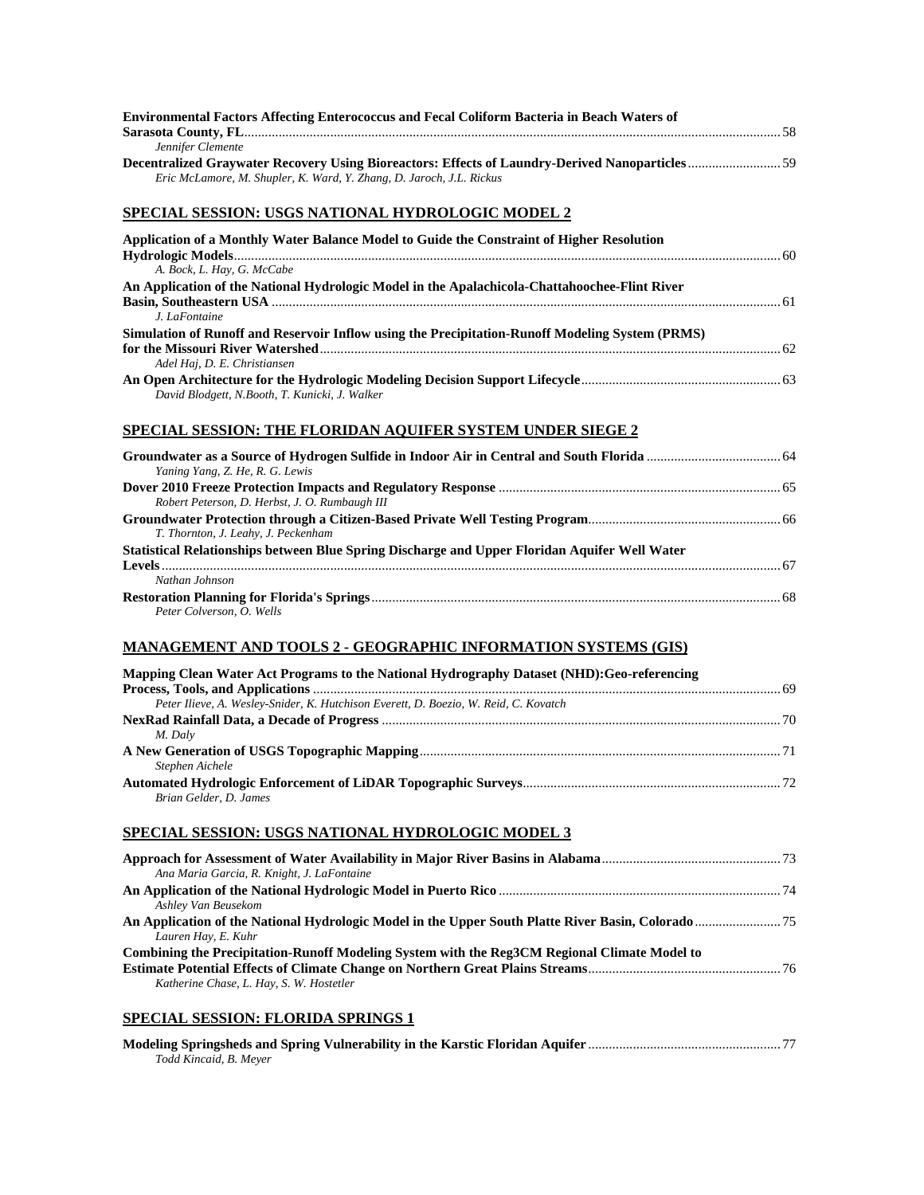**Environmental Factors Affecting Enterococcus and Fecal Coliform Bacteria in Beach Waters of Sarasota County, FL** ........ 58
*Jennifer Clemente*

**Decentralized Graywater Recovery Using Bioreactors: Effects of Laundry-Derived Nanoparticles** ........ 59
*Eric McLamore, M. Shupler, K. Ward, Y. Zhang, D. Jaroch, J.L. Rickus*

## SPECIAL SESSION: USGS NATIONAL HYDROLOGIC MODEL 2

**Application of a Monthly Water Balance Model to Guide the Constraint of Higher Resolution Hydrologic Models** ........ 60
*A. Bock, L. Hay, G. McCabe*

**An Application of the National Hydrologic Model in the Apalachicola-Chattahoochee-Flint River Basin, Southeastern USA** ........ 61
*J. LaFontaine*

**Simulation of Runoff and Reservoir Inflow using the Precipitation-Runoff Modeling System (PRMS) for the Missouri River Watershed** ........ 62
*Adel Haj, D. E. Christiansen*

**An Open Architecture for the Hydrologic Modeling Decision Support Lifecycle** ........ 63
*David Blodgett, N.Booth, T. Kunicki, J. Walker*

## SPECIAL SESSION: THE FLORIDAN AQUIFER SYSTEM UNDER SIEGE 2

**Groundwater as a Source of Hydrogen Sulfide in Indoor Air in Central and South Florida** ........ 64
*Yaning Yang, Z. He, R. G. Lewis*

**Dover 2010 Freeze Protection Impacts and Regulatory Response** ........ 65
*Robert Peterson, D. Herbst, J. O. Rumbaugh III*

**Groundwater Protection through a Citizen-Based Private Well Testing Program** ........ 66
*T. Thornton, J. Leahy, J. Peckenham*

**Statistical Relationships between Blue Spring Discharge and Upper Floridan Aquifer Well Water Levels** ........ 67
*Nathan Johnson*

**Restoration Planning for Florida's Springs** ........ 68
*Peter Colverson, O. Wells*

## MANAGEMENT AND TOOLS 2 - GEOGRAPHIC INFORMATION SYSTEMS (GIS)

**Mapping Clean Water Act Programs to the National Hydrography Dataset (NHD):Geo-referencing Process, Tools, and Applications** ........ 69
*Peter Ilieve, A. Wesley-Snider, K. Hutchison Everett, D. Boezio, W. Reid, C. Kovatch*

**NexRad Rainfall Data, a Decade of Progress** ........ 70
*M. Daly*

**A New Generation of USGS Topographic Mapping** ........ 71
*Stephen Aichele*

**Automated Hydrologic Enforcement of LiDAR Topographic Surveys** ........ 72
*Brian Gelder, D. James*

## SPECIAL SESSION: USGS NATIONAL HYDROLOGIC MODEL 3

**Approach for Assessment of Water Availability in Major River Basins in Alabama** ........ 73
*Ana Maria Garcia, R. Knight, J. LaFontaine*

**An Application of the National Hydrologic Model in Puerto Rico** ........ 74
*Ashley Van Beusekom*

**An Application of the National Hydrologic Model in the Upper South Platte River Basin, Colorado** ........ 75
*Lauren Hay, E. Kuhr*

**Combining the Precipitation-Runoff Modeling System with the Reg3CM Regional Climate Model to Estimate Potential Effects of Climate Change on Northern Great Plains Streams** ........ 76
*Katherine Chase, L. Hay, S. W. Hostetler*

## SPECIAL SESSION: FLORIDA SPRINGS 1

**Modeling Springsheds and Spring Vulnerability in the Karstic Floridan Aquifer** ........ 77
*Todd Kincaid, B. Meyer*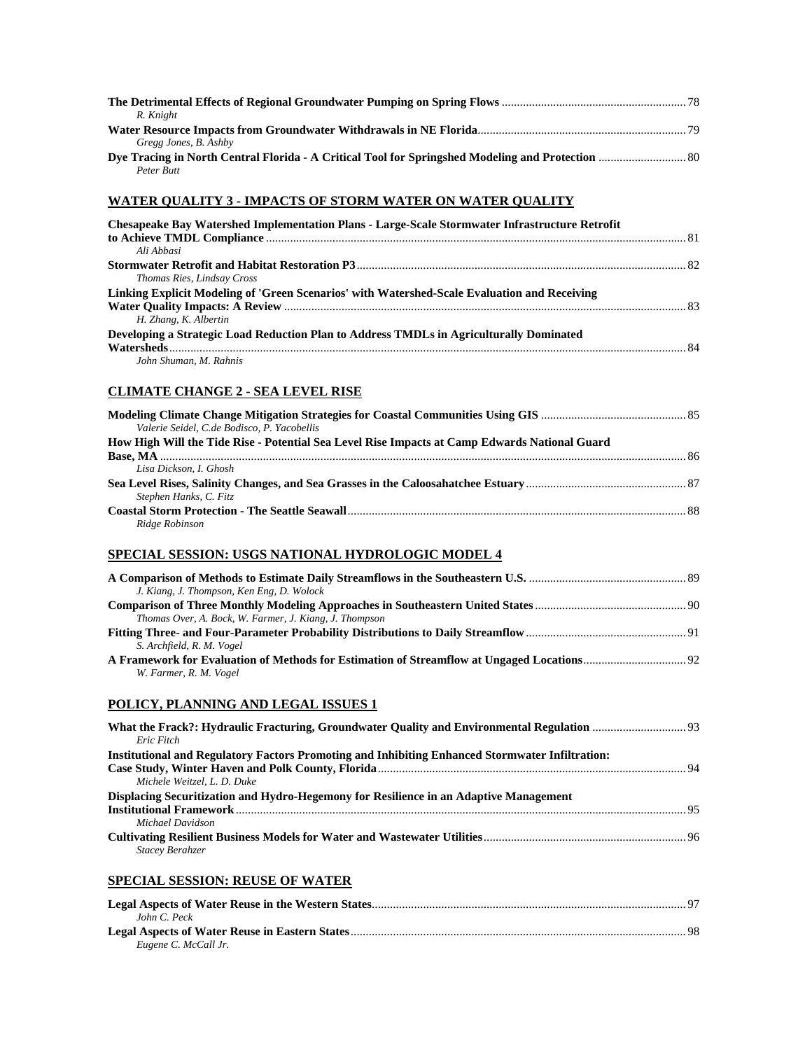**The Detrimental Effects of Regional Groundwater Pumping on Spring Flows** ........................................................ 78
*R. Knight*

**Water Resource Impacts from Groundwater Withdrawals in NE Florida**........................................................ 79
*Gregg Jones, B. Ashby*

**Dye Tracing in North Central Florida - A Critical Tool for Springshed Modeling and Protection** ........................ 80
*Peter Butt*

## WATER QUALITY 3 - IMPACTS OF STORM WATER ON WATER QUALITY

**Chesapeake Bay Watershed Implementation Plans - Large-Scale Stormwater Infrastructure Retrofit to Achieve TMDL Compliance** ........................................................ 81
*Ali Abbasi*

**Stormwater Retrofit and Habitat Restoration P3**........................................................ 82
*Thomas Ries, Lindsay Cross*

**Linking Explicit Modeling of 'Green Scenarios' with Watershed-Scale Evaluation and Receiving Water Quality Impacts: A Review** ........................................................ 83
*H. Zhang, K. Albertin*

**Developing a Strategic Load Reduction Plan to Address TMDLs in Agriculturally Dominated Watersheds**........................................................ 84
*John Shuman, M. Rahnis*

## CLIMATE CHANGE 2 - SEA LEVEL RISE

**Modeling Climate Change Mitigation Strategies for Coastal Communities Using GIS** ........................................................ 85
*Valerie Seidel, C.de Bodisco, P. Yacobellis*

**How High Will the Tide Rise - Potential Sea Level Rise Impacts at Camp Edwards National Guard Base, MA** ........................................................ 86
*Lisa Dickson, I. Ghosh*

**Sea Level Rises, Salinity Changes, and Sea Grasses in the Caloosahatchee Estuary**........................................................ 87
*Stephen Hanks, C. Fitz*

**Coastal Storm Protection - The Seattle Seawall**........................................................ 88
*Ridge Robinson*

## SPECIAL SESSION: USGS NATIONAL HYDROLOGIC MODEL 4

**A Comparison of Methods to Estimate Daily Streamflows in the Southeastern U.S.** ........................................................ 89
*J. Kiang, J. Thompson, Ken Eng, D. Wolock*

**Comparison of Three Monthly Modeling Approaches in Southeastern United States**........................................................ 90
*Thomas Over, A. Bock, W. Farmer, J. Kiang, J. Thompson*

**Fitting Three- and Four-Parameter Probability Distributions to Daily Streamflow**........................................................ 91
*S. Archfield, R. M. Vogel*

**A Framework for Evaluation of Methods for Estimation of Streamflow at Ungaged Locations**........................................................ 92
*W. Farmer, R. M. Vogel*

## POLICY, PLANNING AND LEGAL ISSUES 1

**What the Frack?: Hydraulic Fracturing, Groundwater Quality and Environmental Regulation** ........................................................ 93
*Eric Fitch*

**Institutional and Regulatory Factors Promoting and Inhibiting Enhanced Stormwater Infiltration: Case Study, Winter Haven and Polk County, Florida**........................................................ 94
*Michele Weitzel, L. D. Duke*

**Displacing Securitization and Hydro-Hegemony for Resilience in an Adaptive Management Institutional Framework**........................................................ 95
*Michael Davidson*

**Cultivating Resilient Business Models for Water and Wastewater Utilities**........................................................ 96
*Stacey Berahzer*

## SPECIAL SESSION: REUSE OF WATER

**Legal Aspects of Water Reuse in the Western States**........................................................ 97
*John C. Peck*

**Legal Aspects of Water Reuse in Eastern States**........................................................ 98
*Eugene C. McCall Jr.*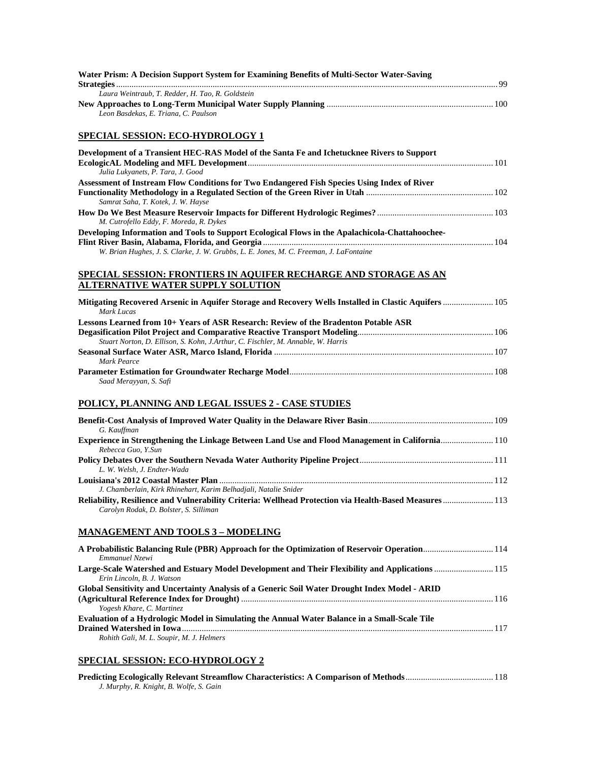**Water Prism: A Decision Support System for Examining Benefits of Multi-Sector Water-Saving Strategies** ............ 99
*Laura Weintraub, T. Redder, H. Tao, R. Goldstein*

**New Approaches to Long-Term Municipal Water Supply Planning** ............ 100
*Leon Basdekas, E. Triana, C. Paulson*

## SPECIAL SESSION: ECO-HYDROLOGY 1

**Development of a Transient HEC-RAS Model of the Santa Fe and Ichetucknee Rivers to Support EcologicAL Modeling and MFL Development** ............ 101
*Julia Lukyanets, P. Tara, J. Good*

**Assessment of Instream Flow Conditions for Two Endangered Fish Species Using Index of River Functionality Methodology in a Regulated Section of the Green River in Utah** ............ 102
*Samrat Saha, T. Kotek, J. W. Hayse*

**How Do We Best Measure Reservoir Impacts for Different Hydrologic Regimes?** ............ 103
*M. Cutrofello Eddy, F. Moreda, R. Dykes*

**Developing Information and Tools to Support Ecological Flows in the Apalachicola-Chattahoochee-Flint River Basin, Alabama, Florida, and Georgia** ............ 104
*W. Brian Hughes, J. S. Clarke, J. W. Grubbs, L. E. Jones, M. C. Freeman, J. LaFontaine*

## SPECIAL SESSION: FRONTIERS IN AQUIFER RECHARGE AND STORAGE AS AN ALTERNATIVE WATER SUPPLY SOLUTION

**Mitigating Recovered Arsenic in Aquifer Storage and Recovery Wells Installed in Clastic Aquifers** ............ 105
*Mark Lucas*

**Lessons Learned from 10+ Years of ASR Research: Review of the Bradenton Potable ASR Degasification Pilot Project and Comparative Reactive Transport Modeling** ............ 106
*Stuart Norton, D. Ellison, S. Kohn, J.Arthur, C. Fischler, M. Annable, W. Harris*

**Seasonal Surface Water ASR, Marco Island, Florida** ............ 107
*Mark Pearce*

**Parameter Estimation for Groundwater Recharge Model** ............ 108
*Saad Merayyan, S. Safi*

## POLICY, PLANNING AND LEGAL ISSUES 2 - CASE STUDIES

**Benefit-Cost Analysis of Improved Water Quality in the Delaware River Basin** ............ 109
*G. Kauffman*

**Experience in Strengthening the Linkage Between Land Use and Flood Management in California** ............ 110
*Rebecca Guo, Y.Sun*

**Policy Debates Over the Southern Nevada Water Authority Pipeline Project** ............ 111
*L. W. Welsh, J. Endter-Wada*

**Louisiana's 2012 Coastal Master Plan** ............ 112
*J. Chamberlain, Kirk Rhinehart, Karim Belhadjali, Natalie Snider*

**Reliability, Resilience and Vulnerability Criteria: Wellhead Protection via Health-Based Measures** ............ 113
*Carolyn Rodak, D. Bolster, S. Silliman*

## MANAGEMENT AND TOOLS 3 – MODELING

**A Probabilistic Balancing Rule (PBR) Approach for the Optimization of Reservoir Operation** ............ 114
*Emmanuel Nzewi*

**Large-Scale Watershed and Estuary Model Development and Their Flexibility and Applications** ............ 115
*Erin Lincoln, B. J. Watson*

**Global Sensitivity and Uncertainty Analysis of a Generic Soil Water Drought Index Model - ARID (Agricultural Reference Index for Drought)** ............ 116
*Yogesh Khare, C. Martinez*

**Evaluation of a Hydrologic Model in Simulating the Annual Water Balance in a Small-Scale Tile Drained Watershed in Iowa** ............ 117
*Rohith Gali, M. L. Soupir, M. J. Helmers*

## SPECIAL SESSION: ECO-HYDROLOGY 2

**Predicting Ecologically Relevant Streamflow Characteristics: A Comparison of Methods** ............ 118
*J. Murphy, R. Knight, B. Wolfe, S. Gain*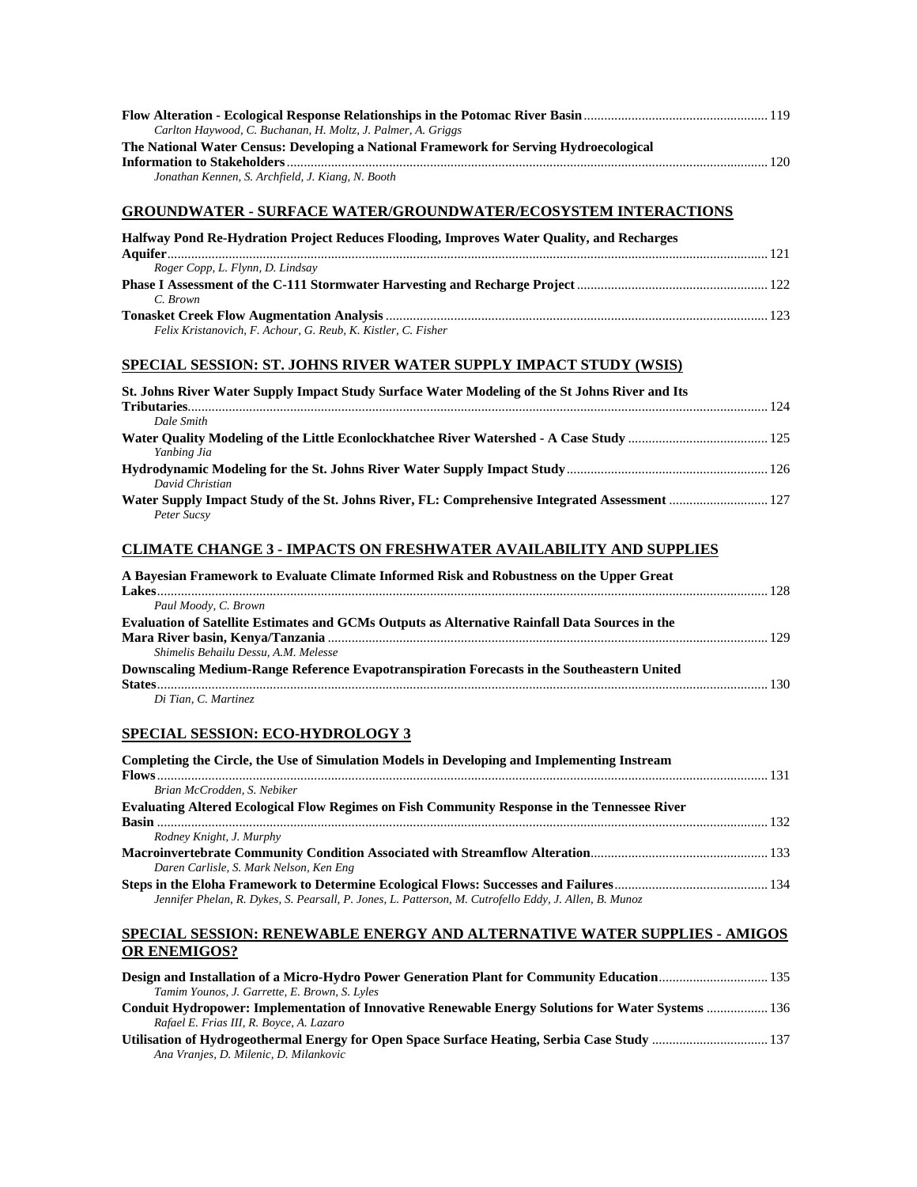**Flow Alteration - Ecological Response Relationships in the Potomac River Basin** ........ 119
*Carlton Haywood, C. Buchanan, H. Moltz, J. Palmer, A. Griggs*

**The National Water Census: Developing a National Framework for Serving Hydroecological Information to Stakeholders** ........ 120
*Jonathan Kennen, S. Archfield, J. Kiang, N. Booth*

## GROUNDWATER - SURFACE WATER/GROUNDWATER/ECOSYSTEM INTERACTIONS

**Halfway Pond Re-Hydration Project Reduces Flooding, Improves Water Quality, and Recharges Aquifer** ........ 121
*Roger Copp, L. Flynn, D. Lindsay*

**Phase I Assessment of the C-111 Stormwater Harvesting and Recharge Project** ........ 122
*C. Brown*

**Tonasket Creek Flow Augmentation Analysis** ........ 123
*Felix Kristanovich, F. Achour, G. Reub, K. Kistler, C. Fisher*

## SPECIAL SESSION: ST. JOHNS RIVER WATER SUPPLY IMPACT STUDY (WSIS)

**St. Johns River Water Supply Impact Study Surface Water Modeling of the St Johns River and Its Tributaries** ........ 124
*Dale Smith*

**Water Quality Modeling of the Little Econlockhatchee River Watershed - A Case Study** ........ 125
*Yanbing Jia*

**Hydrodynamic Modeling for the St. Johns River Water Supply Impact Study** ........ 126
*David Christian*

**Water Supply Impact Study of the St. Johns River, FL: Comprehensive Integrated Assessment** ........ 127
*Peter Sucsy*

## CLIMATE CHANGE 3 - IMPACTS ON FRESHWATER AVAILABILITY AND SUPPLIES

**A Bayesian Framework to Evaluate Climate Informed Risk and Robustness on the Upper Great Lakes** ........ 128
*Paul Moody, C. Brown*

**Evaluation of Satellite Estimates and GCMs Outputs as Alternative Rainfall Data Sources in the Mara River basin, Kenya/Tanzania** ........ 129
*Shimelis Behailu Dessu, A.M. Melesse*

**Downscaling Medium-Range Reference Evapotranspiration Forecasts in the Southeastern United States** ........ 130
*Di Tian, C. Martinez*

## SPECIAL SESSION: ECO-HYDROLOGY 3

**Completing the Circle, the Use of Simulation Models in Developing and Implementing Instream Flows** ........ 131
*Brian McCrodden, S. Nebiker*

**Evaluating Altered Ecological Flow Regimes on Fish Community Response in the Tennessee River Basin** ........ 132
*Rodney Knight, J. Murphy*

**Macroinvertebrate Community Condition Associated with Streamflow Alteration** ........ 133
*Daren Carlisle, S. Mark Nelson, Ken Eng*

**Steps in the Eloha Framework to Determine Ecological Flows: Successes and Failures** ........ 134
*Jennifer Phelan, R. Dykes, S. Pearsall, P. Jones, L. Patterson, M. Cutrofello Eddy, J. Allen, B. Munoz*

## SPECIAL SESSION: RENEWABLE ENERGY AND ALTERNATIVE WATER SUPPLIES - AMIGOS OR ENEMIGOS?

**Design and Installation of a Micro-Hydro Power Generation Plant for Community Education** ........ 135
*Tamim Younos, J. Garrette, E. Brown, S. Lyles*

**Conduit Hydropower: Implementation of Innovative Renewable Energy Solutions for Water Systems** ........ 136
*Rafael E. Frias III, R. Boyce, A. Lazaro*

**Utilisation of Hydrogeothermal Energy for Open Space Surface Heating, Serbia Case Study** ........ 137
*Ana Vranjes, D. Milenic, D. Milankovic*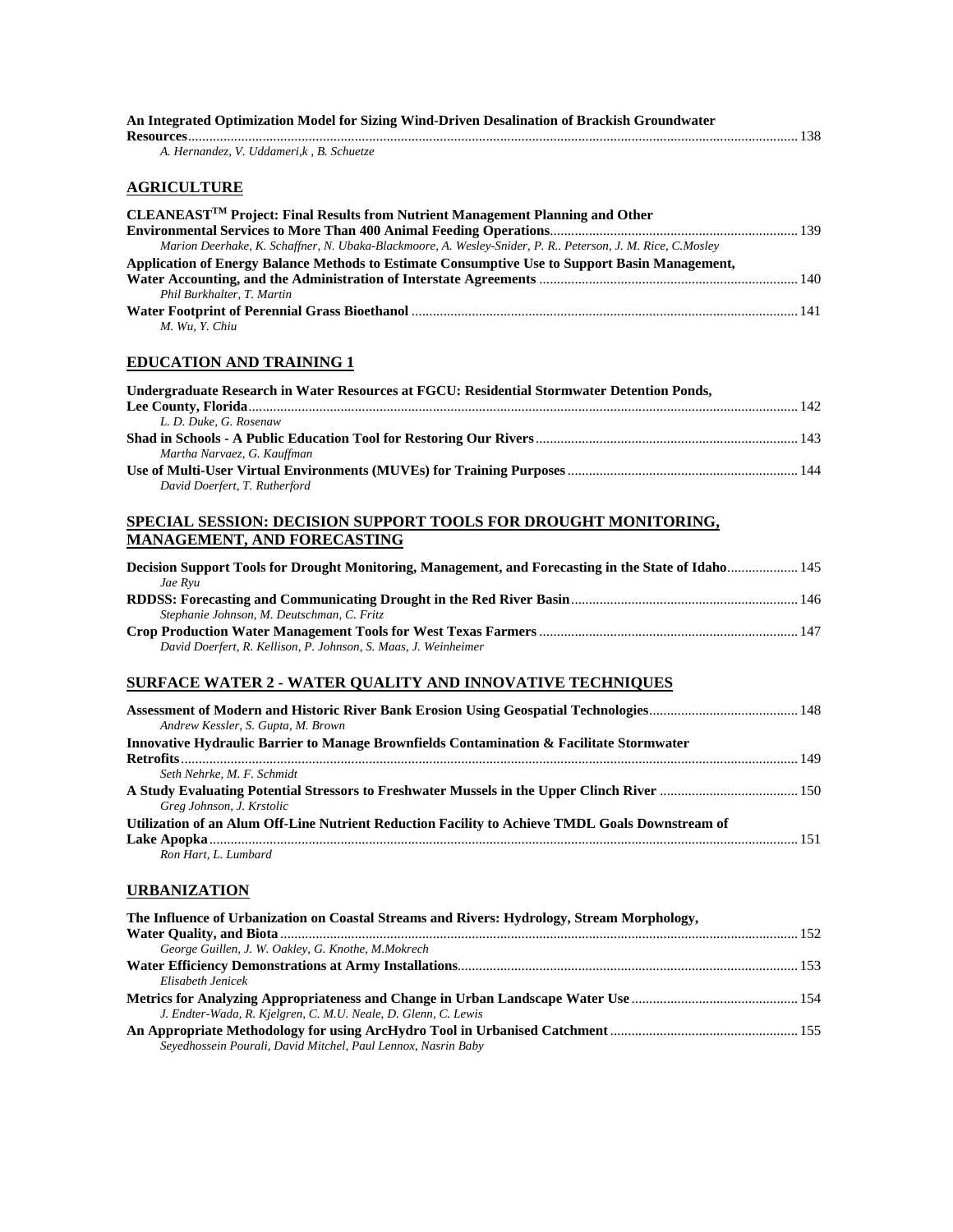**An Integrated Optimization Model for Sizing Wind-Driven Desalination of Brackish Groundwater Resources**........................................................................................................................................................ 138
*A. Hernandez, V. Uddameri,k , B. Schuetze*

## AGRICULTURE

**CLEANEAST[TM] Project: Final Results from Nutrient Management Planning and Other Environmental Services to More Than 400 Animal Feeding Operations**..................................................................... 139
*Marion Deerhake, K. Schaffner, N. Ubaka-Blackmoore, A. Wesley-Snider, P. R.. Peterson, J. M. Rice, C.Mosley*

**Application of Energy Balance Methods to Estimate Consumptive Use to Support Basin Management, Water Accounting, and the Administration of Interstate Agreements** ....................................................................... 140
*Phil Burkhalter, T. Martin*

**Water Footprint of Perennial Grass Bioethanol** ........................................................................................................... 141
*M. Wu, Y. Chiu*

## EDUCATION AND TRAINING 1

**Undergraduate Research in Water Resources at FGCU: Residential Stormwater Detention Ponds, Lee County, Florida**........................................................................................................................................... 142
*L. D. Duke, G. Rosenaw*

**Shad in Schools - A Public Education Tool for Restoring Our Rivers**......................................................................... 143
*Martha Narvaez, G. Kauffman*

**Use of Multi-User Virtual Environments (MUVEs) for Training Purposes**................................................................. 144
*David Doerfert, T. Rutherford*

## SPECIAL SESSION: DECISION SUPPORT TOOLS FOR DROUGHT MONITORING, MANAGEMENT, AND FORECASTING

**Decision Support Tools for Drought Monitoring, Management, and Forecasting in the State of Idaho**.................... 145
*Jae Ryu*

**RDDSS: Forecasting and Communicating Drought in the Red River Basin**............................................................... 146
*Stephanie Johnson, M. Deutschman, C. Fritz*

**Crop Production Water Management Tools for West Texas Farmers** ........................................................................ 147
*David Doerfert, R. Kellison, P. Johnson, S. Maas, J. Weinheimer*

## SURFACE WATER 2 - WATER QUALITY AND INNOVATIVE TECHNIQUES

**Assessment of Modern and Historic River Bank Erosion Using Geospatial Technologies**.......................................... 148
*Andrew Kessler, S. Gupta, M. Brown*

**Innovative Hydraulic Barrier to Manage Brownfields Contamination & Facilitate Stormwater Retrofits**....................................................................................................................................................... 149
*Seth Nehrke, M. F. Schmidt*

**A Study Evaluating Potential Stressors to Freshwater Mussels in the Upper Clinch River** ....................................... 150
*Greg Johnson, J. Krstolic*

**Utilization of an Alum Off-Line Nutrient Reduction Facility to Achieve TMDL Goals Downstream of Lake Apopka**.................................................................................................................................................. 151
*Ron Hart, L. Lumbard*

## URBANIZATION

**The Influence of Urbanization on Coastal Streams and Rivers: Hydrology, Stream Morphology, Water Quality, and Biota**................................................................................................................................. 152
*George Guillen, J. W. Oakley, G. Knothe, M.Mokrech*

**Water Efficiency Demonstrations at Army Installations**.............................................................................................. 153
*Elisabeth Jenicek*

**Metrics for Analyzing Appropriateness and Change in Urban Landscape Water Use** .............................................. 154
*J. Endter-Wada, R. Kjelgren, C. M.U. Neale, D. Glenn, C. Lewis*

**An Appropriate Methodology for using ArcHydro Tool in Urbanised Catchment**.................................................... 155
*Seyedhossein Pourali, David Mitchel, Paul Lennox, Nasrin Baby*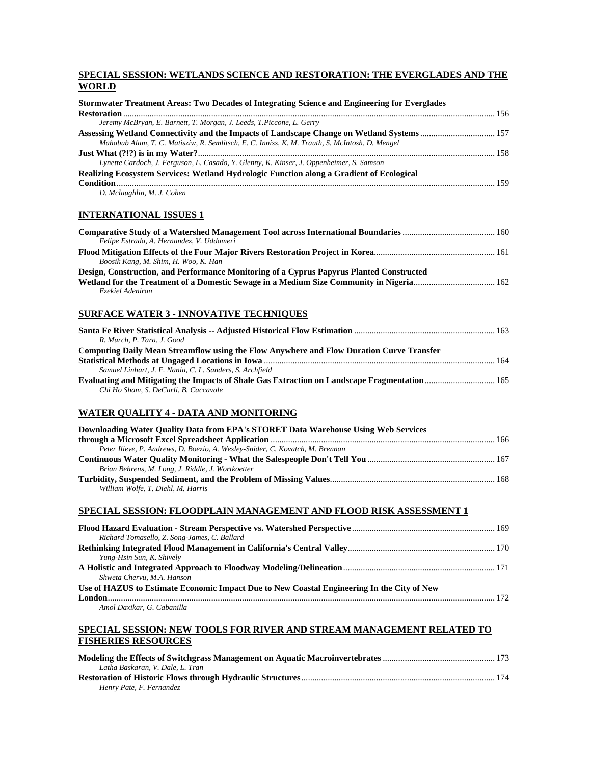## SPECIAL SESSION: WETLANDS SCIENCE AND RESTORATION: THE EVERGLADES AND THE WORLD

**Stormwater Treatment Areas: Two Decades of Integrating Science and Engineering for Everglades Restoration** ........ 156
*Jeremy McBryan, E. Barnett, T. Morgan, J. Leeds, T.Piccone, L. Gerry*

**Assessing Wetland Connectivity and the Impacts of Landscape Change on Wetland Systems** ........ 157
*Mahabub Alam, T. C. Matisziw, R. Semlitsch, E. C. Inniss, K. M. Trauth, S. McIntosh, D. Mengel*

**Just What (?!?) is in my Water?** ........ 158
*Lynette Cardoch, J. Ferguson, L. Casado, Y. Glenny, K. Kinser, J. Oppenheimer, S. Samson*

**Realizing Ecosystem Services: Wetland Hydrologic Function along a Gradient of Ecological Condition** ........ 159
*D. Mclaughlin, M. J. Cohen*

## INTERNATIONAL ISSUES 1

**Comparative Study of a Watershed Management Tool across International Boundaries** ........ 160
*Felipe Estrada, A. Hernandez, V. Uddameri*

**Flood Mitigation Effects of the Four Major Rivers Restoration Project in Korea** ........ 161
*Boosik Kang, M. Shim, H. Woo, K. Han*

**Design, Construction, and Performance Monitoring of a Cyprus Papyrus Planted Constructed Wetland for the Treatment of a Domestic Sewage in a Medium Size Community in Nigeria** ........ 162
*Ezekiel Adeniran*

## SURFACE WATER 3 - INNOVATIVE TECHNIQUES

**Santa Fe River Statistical Analysis -- Adjusted Historical Flow Estimation** ........ 163
*R. Murch, P. Tara, J. Good*

**Computing Daily Mean Streamflow using the Flow Anywhere and Flow Duration Curve Transfer Statistical Methods at Ungaged Locations in Iowa** ........ 164
*Samuel Linhart, J. F. Nania, C. L. Sanders, S. Archfield*

**Evaluating and Mitigating the Impacts of Shale Gas Extraction on Landscape Fragmentation** ........ 165
*Chi Ho Sham, S. DeCarli, B. Caccavale*

## WATER QUALITY 4 - DATA AND MONITORING

**Downloading Water Quality Data from EPA's STORET Data Warehouse Using Web Services through a Microsoft Excel Spreadsheet Application** ........ 166
*Peter Ilieve, P. Andrews, D. Boezio, A. Wesley-Snider, C. Kovatch, M. Brennan*

**Continuous Water Quality Monitoring - What the Salespeople Don't Tell You** ........ 167
*Brian Behrens, M. Long, J. Riddle, J. Wortkoetter*

**Turbidity, Suspended Sediment, and the Problem of Missing Values** ........ 168
*William Wolfe, T. Diehl, M. Harris*

## SPECIAL SESSION: FLOODPLAIN MANAGEMENT AND FLOOD RISK ASSESSMENT 1

**Flood Hazard Evaluation - Stream Perspective vs. Watershed Perspective** ........ 169
*Richard Tomasello, Z. Song-James, C. Ballard*

**Rethinking Integrated Flood Management in California's Central Valley** ........ 170
*Yung-Hsin Sun, K. Shively*

**A Holistic and Integrated Approach to Floodway Modeling/Delineation** ........ 171
*Shweta Chervu, M.A. Hanson*

**Use of HAZUS to Estimate Economic Impact Due to New Coastal Engineering In the City of New London** ........ 172
*Amol Daxikar, G. Cabanilla*

## SPECIAL SESSION: NEW TOOLS FOR RIVER AND STREAM MANAGEMENT RELATED TO FISHERIES RESOURCES

**Modeling the Effects of Switchgrass Management on Aquatic Macroinvertebrates** ........ 173
*Latha Baskaran, V. Dale, L. Tran*

**Restoration of Historic Flows through Hydraulic Structures** ........ 174
*Henry Pate, F. Fernandez*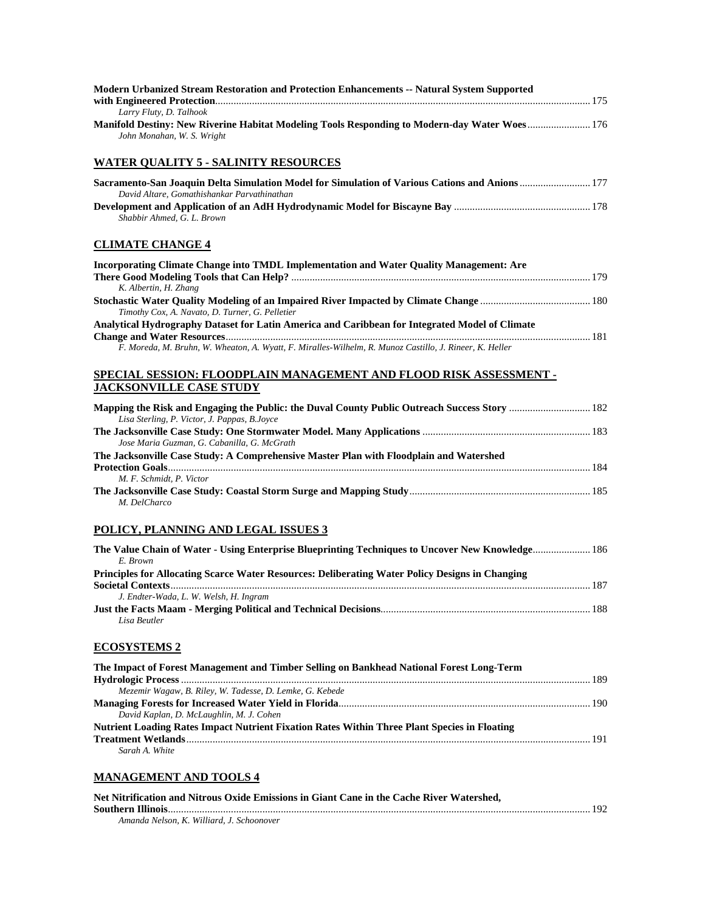**Modern Urbanized Stream Restoration and Protection Enhancements -- Natural System Supported with Engineered Protection** ........ 175
*Larry Fluty, D. Talhook*

**Manifold Destiny: New Riverine Habitat Modeling Tools Responding to Modern-day Water Woes** ........ 176
*John Monahan, W. S. Wright*

## WATER QUALITY 5 - SALINITY RESOURCES

**Sacramento-San Joaquin Delta Simulation Model for Simulation of Various Cations and Anions** ........ 177
*David Altare, Gomathishankar Parvathinathan*

**Development and Application of an AdH Hydrodynamic Model for Biscayne Bay** ........ 178
*Shabbir Ahmed, G. L. Brown*

## CLIMATE CHANGE 4

**Incorporating Climate Change into TMDL Implementation and Water Quality Management: Are There Good Modeling Tools that Can Help?** ........ 179
*K. Albertin, H. Zhang*

**Stochastic Water Quality Modeling of an Impaired River Impacted by Climate Change** ........ 180
*Timothy Cox, A. Navato, D. Turner, G. Pelletier*

**Analytical Hydrography Dataset for Latin America and Caribbean for Integrated Model of Climate Change and Water Resources** ........ 181
*F. Moreda, M. Bruhn, W. Wheaton, A. Wyatt, F. Miralles-Wilhelm, R. Munoz Castillo, J. Rineer, K. Heller*

## SPECIAL SESSION: FLOODPLAIN MANAGEMENT AND FLOOD RISK ASSESSMENT - JACKSONVILLE CASE STUDY

**Mapping the Risk and Engaging the Public: the Duval County Public Outreach Success Story** ........ 182
*Lisa Sterling, P. Victor, J. Pappas, B.Joyce*

**The Jacksonville Case Study: One Stormwater Model. Many Applications** ........ 183
*Jose Maria Guzman, G. Cabanilla, G. McGrath*

**The Jacksonville Case Study: A Comprehensive Master Plan with Floodplain and Watershed Protection Goals** ........ 184
*M. F. Schmidt, P. Victor*

**The Jacksonville Case Study: Coastal Storm Surge and Mapping Study** ........ 185
*M. DelCharco*

## POLICY, PLANNING AND LEGAL ISSUES 3

**The Value Chain of Water - Using Enterprise Blueprinting Techniques to Uncover New Knowledge** ........ 186
*E. Brown*

**Principles for Allocating Scarce Water Resources: Deliberating Water Policy Designs in Changing Societal Contexts** ........ 187
*J. Endter-Wada, L. W. Welsh, H. Ingram*

**Just the Facts Maam - Merging Political and Technical Decisions** ........ 188
*Lisa Beutler*

## ECOSYSTEMS 2

**The Impact of Forest Management and Timber Selling on Bankhead National Forest Long-Term Hydrologic Process** ........ 189
*Mezemir Wagaw, B. Riley, W. Tadesse, D. Lemke, G. Kebede*

**Managing Forests for Increased Water Yield in Florida** ........ 190
*David Kaplan, D. McLaughlin, M. J. Cohen*

**Nutrient Loading Rates Impact Nutrient Fixation Rates Within Three Plant Species in Floating Treatment Wetlands** ........ 191
*Sarah A. White*

## MANAGEMENT AND TOOLS 4

**Net Nitrification and Nitrous Oxide Emissions in Giant Cane in the Cache River Watershed, Southern Illinois** ........ 192
*Amanda Nelson, K. Williard, J. Schoonover*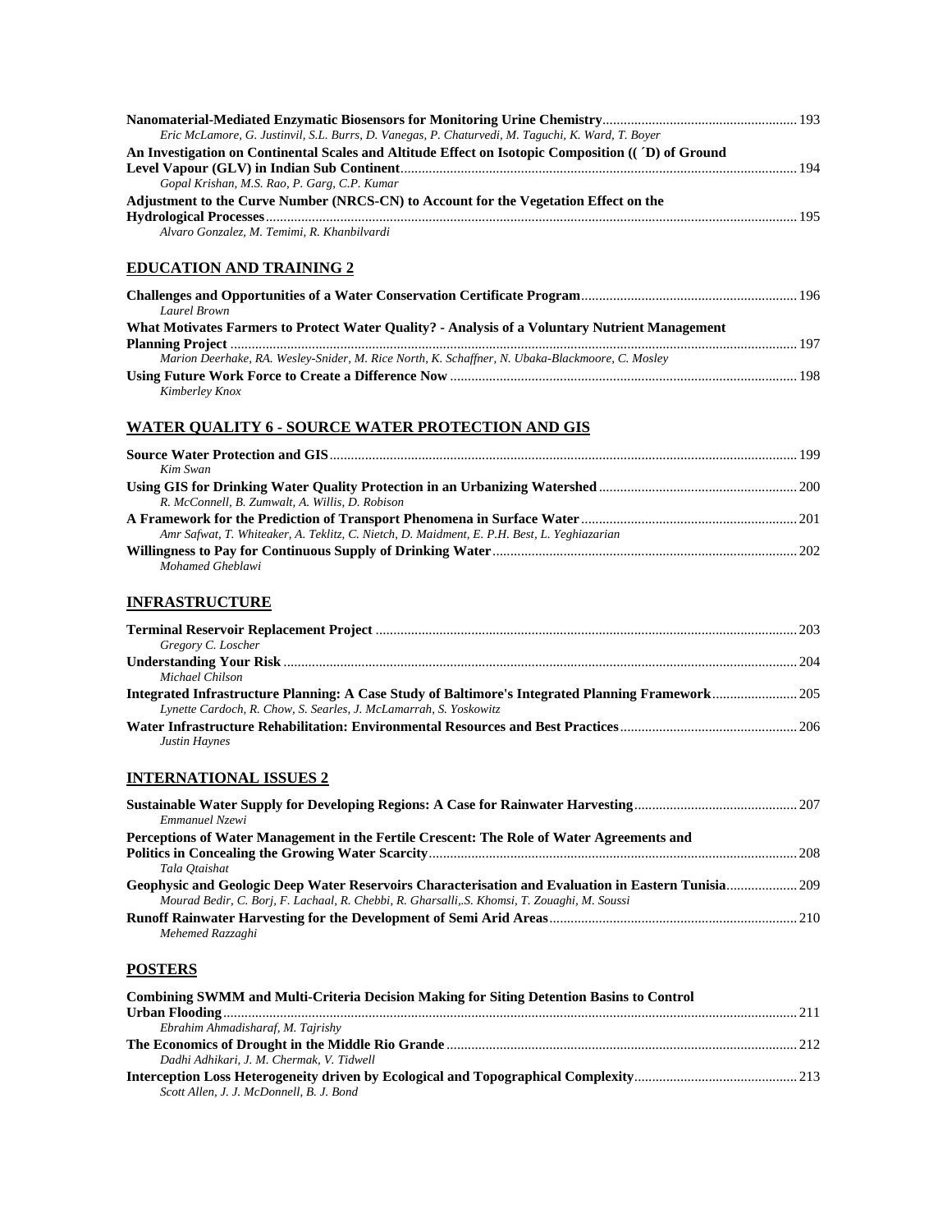**Nanomaterial-Mediated Enzymatic Biosensors for Monitoring Urine Chemistry** ........ 193
*Eric McLamore, G. Justinvil, S.L. Burrs, D. Vanegas, P. Chaturvedi, M. Taguchi, K. Ward, T. Boyer*

**An Investigation on Continental Scales and Altitude Effect on Isotopic Composition (( ´D) of Ground Level Vapour (GLV) in Indian Sub Continent** ........ 194
*Gopal Krishan, M.S. Rao, P. Garg, C.P. Kumar*

**Adjustment to the Curve Number (NRCS-CN) to Account for the Vegetation Effect on the Hydrological Processes** ........ 195
*Alvaro Gonzalez, M. Temimi, R. Khanbilvardi*

## EDUCATION AND TRAINING 2

**Challenges and Opportunities of a Water Conservation Certificate Program** ........ 196
*Laurel Brown*

**What Motivates Farmers to Protect Water Quality? - Analysis of a Voluntary Nutrient Management Planning Project** ........ 197
*Marion Deerhake, RA. Wesley-Snider, M. Rice North, K. Schaffner, N. Ubaka-Blackmoore, C. Mosley*

**Using Future Work Force to Create a Difference Now** ........ 198
*Kimberley Knox*

## WATER QUALITY 6 - SOURCE WATER PROTECTION AND GIS

**Source Water Protection and GIS** ........ 199
*Kim Swan*

**Using GIS for Drinking Water Quality Protection in an Urbanizing Watershed** ........ 200
*R. McConnell, B. Zumwalt, A. Willis, D. Robison*

**A Framework for the Prediction of Transport Phenomena in Surface Water** ........ 201
*Amr Safwat, T. Whiteaker, A. Teklitz, C. Nietch, D. Maidment, E. P.H. Best, L. Yeghiazarian*

**Willingness to Pay for Continuous Supply of Drinking Water** ........ 202
*Mohamed Gheblawi*

## INFRASTRUCTURE

**Terminal Reservoir Replacement Project** ........ 203
*Gregory C. Loscher*

**Understanding Your Risk** ........ 204
*Michael Chilson*

**Integrated Infrastructure Planning: A Case Study of Baltimore's Integrated Planning Framework** ........ 205
*Lynette Cardoch, R. Chow, S. Searles, J. McLamarrah, S. Yoskowitz*

**Water Infrastructure Rehabilitation: Environmental Resources and Best Practices** ........ 206
*Justin Haynes*

## INTERNATIONAL ISSUES 2

**Sustainable Water Supply for Developing Regions: A Case for Rainwater Harvesting** ........ 207
*Emmanuel Nzewi*

**Perceptions of Water Management in the Fertile Crescent: The Role of Water Agreements and Politics in Concealing the Growing Water Scarcity** ........ 208
*Tala Qtaishat*

**Geophysic and Geologic Deep Water Reservoirs Characterisation and Evaluation in Eastern Tunisia** ........ 209
*Mourad Bedir, C. Borj, F. Lachaal, R. Chebbi, R. Gharsalli,.S. Khomsi, T. Zouaghi, M. Soussi*

**Runoff Rainwater Harvesting for the Development of Semi Arid Areas** ........ 210
*Mehemed Razzaghi*

## POSTERS

**Combining SWMM and Multi-Criteria Decision Making for Siting Detention Basins to Control Urban Flooding** ........ 211
*Ebrahim Ahmadisharaf, M. Tajrishy*

**The Economics of Drought in the Middle Rio Grande** ........ 212
*Dadhi Adhikari, J. M. Chermak, V. Tidwell*

**Interception Loss Heterogeneity driven by Ecological and Topographical Complexity** ........ 213
*Scott Allen, J. J. McDonnell, B. J. Bond*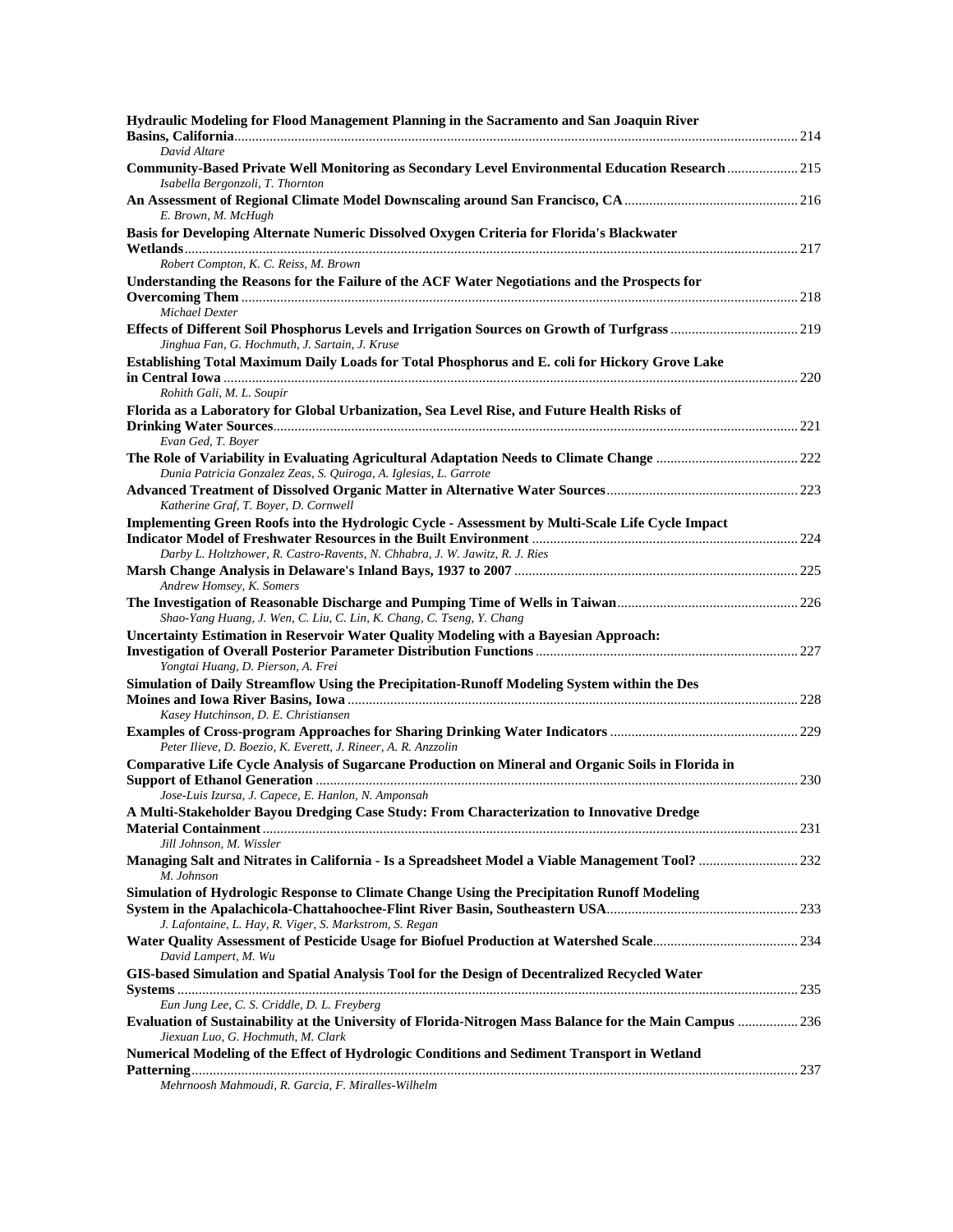**Hydraulic Modeling for Flood Management Planning in the Sacramento and San Joaquin River Basins, California** ........ 214
*David Altare*

**Community-Based Private Well Monitoring as Secondary Level Environmental Education Research** ........ 215
*Isabella Bergonzoli, T. Thornton*

**An Assessment of Regional Climate Model Downscaling around San Francisco, CA** ........ 216
*E. Brown, M. McHugh*

**Basis for Developing Alternate Numeric Dissolved Oxygen Criteria for Florida's Blackwater Wetlands** ........ 217
*Robert Compton, K. C. Reiss, M. Brown*

**Understanding the Reasons for the Failure of the ACF Water Negotiations and the Prospects for Overcoming Them** ........ 218
*Michael Dexter*

**Effects of Different Soil Phosphorus Levels and Irrigation Sources on Growth of Turfgrass** ........ 219
*Jinghua Fan, G. Hochmuth, J. Sartain, J. Kruse*

**Establishing Total Maximum Daily Loads for Total Phosphorus and E. coli for Hickory Grove Lake in Central Iowa** ........ 220
*Rohith Gali, M. L. Soupir*

**Florida as a Laboratory for Global Urbanization, Sea Level Rise, and Future Health Risks of Drinking Water Sources** ........ 221
*Evan Ged, T. Boyer*

**The Role of Variability in Evaluating Agricultural Adaptation Needs to Climate Change** ........ 222
*Dunia Patricia Gonzalez Zeas, S. Quiroga, A. Iglesias, L. Garrote*

**Advanced Treatment of Dissolved Organic Matter in Alternative Water Sources** ........ 223
*Katherine Graf, T. Boyer, D. Cornwell*

**Implementing Green Roofs into the Hydrologic Cycle - Assessment by Multi-Scale Life Cycle Impact Indicator Model of Freshwater Resources in the Built Environment** ........ 224
*Darby L. Holtzhower, R. Castro-Ravents, N. Chhabra, J. W. Jawitz, R. J. Ries*

**Marsh Change Analysis in Delaware's Inland Bays, 1937 to 2007** ........ 225
*Andrew Homsey, K. Somers*

**The Investigation of Reasonable Discharge and Pumping Time of Wells in Taiwan** ........ 226
*Shao-Yang Huang, J. Wen, C. Liu, C. Lin, K. Chang, C. Tseng, Y. Chang*

**Uncertainty Estimation in Reservoir Water Quality Modeling with a Bayesian Approach: Investigation of Overall Posterior Parameter Distribution Functions** ........ 227
*Yongtai Huang, D. Pierson, A. Frei*

**Simulation of Daily Streamflow Using the Precipitation-Runoff Modeling System within the Des Moines and Iowa River Basins, Iowa** ........ 228
*Kasey Hutchinson, D. E. Christiansen*

**Examples of Cross-program Approaches for Sharing Drinking Water Indicators** ........ 229
*Peter Ilieve, D. Boezio, K. Everett, J. Rineer, A. R. Anzzolin*

**Comparative Life Cycle Analysis of Sugarcane Production on Mineral and Organic Soils in Florida in Support of Ethanol Generation** ........ 230
*Jose-Luis Izursa, J. Capece, E. Hanlon, N. Amponsah*

**A Multi-Stakeholder Bayou Dredging Case Study: From Characterization to Innovative Dredge Material Containment** ........ 231
*Jill Johnson, M. Wissler*

**Managing Salt and Nitrates in California - Is a Spreadsheet Model a Viable Management Tool?** ........ 232
*M. Johnson*

**Simulation of Hydrologic Response to Climate Change Using the Precipitation Runoff Modeling System in the Apalachicola-Chattahoochee-Flint River Basin, Southeastern USA** ........ 233
*J. Lafontaine, L. Hay, R. Viger, S. Markstrom, S. Regan*

**Water Quality Assessment of Pesticide Usage for Biofuel Production at Watershed Scale** ........ 234
*David Lampert, M. Wu*

**GIS-based Simulation and Spatial Analysis Tool for the Design of Decentralized Recycled Water Systems** ........ 235
*Eun Jung Lee, C. S. Criddle, D. L. Freyberg*

**Evaluation of Sustainability at the University of Florida-Nitrogen Mass Balance for the Main Campus** ........ 236
*Jiexuan Luo, G. Hochmuth, M. Clark*

**Numerical Modeling of the Effect of Hydrologic Conditions and Sediment Transport in Wetland Patterning** ........ 237
*Mehrnoosh Mahmoudi, R. Garcia, F. Miralles-Wilhelm*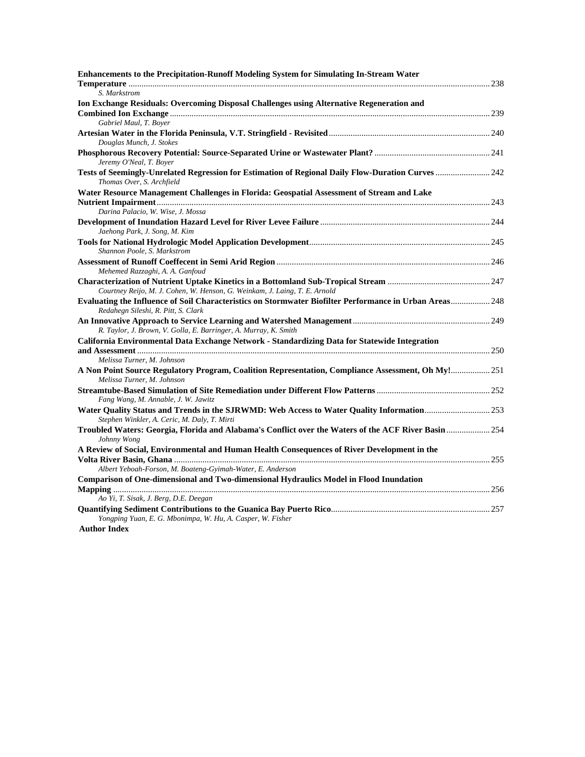**Enhancements to the Precipitation-Runoff Modeling System for Simulating In-Stream Water Temperature** ..................................................................................................................................................... 238
*S. Markstrom*

**Ion Exchange Residuals: Overcoming Disposal Challenges using Alternative Regeneration and Combined Ion Exchange** ................................................................................................................................. 239
*Gabriel Maul, T. Boyer*

**Artesian Water in the Florida Peninsula, V.T. Stringfield - Revisited** ......................................................................... 240
*Douglas Munch, J. Stokes*

**Phosphorous Recovery Potential: Source-Separated Urine or Wastewater Plant?** .................................................... 241
*Jeremy O'Neal, T. Boyer*

**Tests of Seemingly-Unrelated Regression for Estimation of Regional Daily Flow-Duration Curves** ......................... 242
*Thomas Over, S. Archfield*

**Water Resource Management Challenges in Florida: Geospatial Assessment of Stream and Lake Nutrient Impairment** ........................................................................................................................................ 243
*Darina Palacio, W. Wise, J. Mossa*

**Development of Inundation Hazard Level for River Levee Failure** ............................................................................ 244
*Jaehong Park, J. Song, M. Kim*

**Tools for National Hydrologic Model Application Development** .................................................................................. 245
*Shannon Poole, S. Markstrom*

**Assessment of Runoff Coeffecent in Semi Arid Region** ................................................................................................. 246
*Mehemed Razzaghi, A. A. Ganfoud*

**Characterization of Nutrient Uptake Kinetics in a Bottomland Sub-Tropical Stream** .............................................. 247
*Courtney Reijo, M. J. Cohen, W. Henson, G. Weinkam, J. Laing, T. E. Arnold*

**Evaluating the Influence of Soil Characteristics on Stormwater Biofilter Performance in Urban Areas** .................. 248
*Redahegn Sileshi, R. Pitt, S. Clark*

**An Innovative Approach to Service Learning and Watershed Management** .............................................................. 249
*R. Taylor, J. Brown, V. Golla, E. Barringer, A. Murray, K. Smith*

**California Environmental Data Exchange Network - Standardizing Data for Statewide Integration and Assessment** ................................................................................................................................................ 250
*Melissa Turner, M. Johnson*

**A Non Point Source Regulatory Program, Coalition Representation, Compliance Assessment, Oh My!** .................. 251
*Melissa Turner, M. Johnson*

**Streamtube-Based Simulation of Site Remediation under Different Flow Patterns** ................................................... 252
*Fang Wang, M. Annable, J. W. Jawitz*

**Water Quality Status and Trends in the SJRWMD: Web Access to Water Quality Information** ............................. 253
*Stephen Winkler, A. Ceric, M. Daly, T. Mirti*

**Troubled Waters: Georgia, Florida and Alabama's Conflict over the Waters of the ACF River Basin** ................... 254
*Johnny Wong*

**A Review of Social, Environmental and Human Health Consequences of River Development in the Volta River Basin, Ghana** ............................................................................................................................................... 255
*Albert Yeboah-Forson, M. Boateng-Gyimah-Water, E. Anderson*

**Comparison of One-dimensional and Two-dimensional Hydraulics Model in Flood Inundation Mapping** .......................................................................................................................................................... 256
*Ao Yi, T. Sisak, J. Berg, D.E. Deegan*

**Quantifying Sediment Contributions to the Guanica Bay Puerto Rico** ........................................................................ 257
*Yongping Yuan, E. G. Mbonimpa, W. Hu, A. Casper, W. Fisher*

**Author Index**